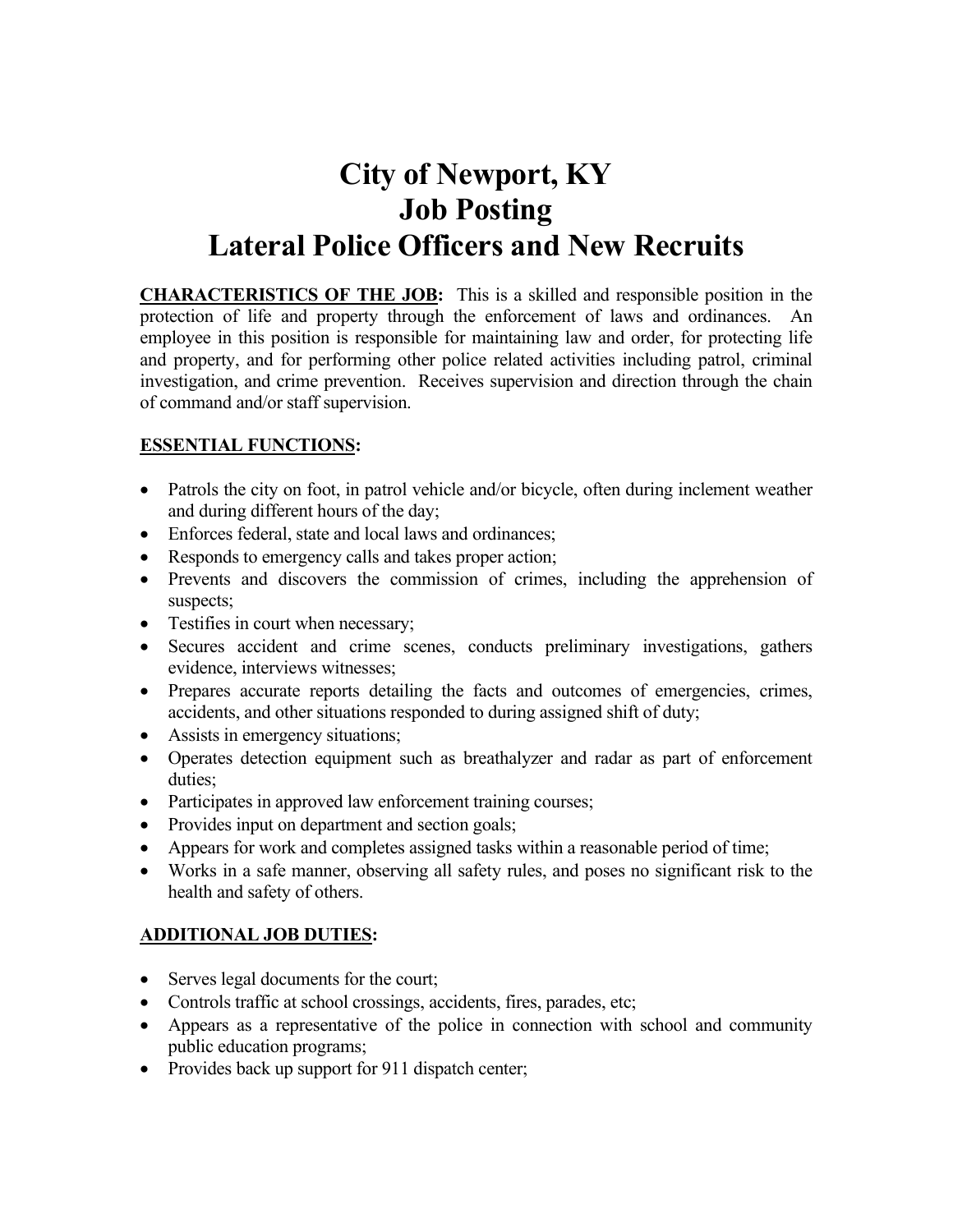# City of Newport, KY
# Job Posting
# Lateral Police Officers and New Recruits

**CHARACTERISTICS OF THE JOB:** This is a skilled and responsible position in the protection of life and property through the enforcement of laws and ordinances. An employee in this position is responsible for maintaining law and order, for protecting life and property, and for performing other police related activities including patrol, criminal investigation, and crime prevention. Receives supervision and direction through the chain of command and/or staff supervision.

**ESSENTIAL FUNCTIONS:**

- Patrols the city on foot, in patrol vehicle and/or bicycle, often during inclement weather and during different hours of the day;
- Enforces federal, state and local laws and ordinances;
- Responds to emergency calls and takes proper action;
- Prevents and discovers the commission of crimes, including the apprehension of suspects;
- Testifies in court when necessary;
- Secures accident and crime scenes, conducts preliminary investigations, gathers evidence, interviews witnesses;
- Prepares accurate reports detailing the facts and outcomes of emergencies, crimes, accidents, and other situations responded to during assigned shift of duty;
- Assists in emergency situations;
- Operates detection equipment such as breathalyzer and radar as part of enforcement duties;
- Participates in approved law enforcement training courses;
- Provides input on department and section goals;
- Appears for work and completes assigned tasks within a reasonable period of time;
- Works in a safe manner, observing all safety rules, and poses no significant risk to the health and safety of others.

**ADDITIONAL JOB DUTIES:**

- Serves legal documents for the court;
- Controls traffic at school crossings, accidents, fires, parades, etc;
- Appears as a representative of the police in connection with school and community public education programs;
- Provides back up support for 911 dispatch center;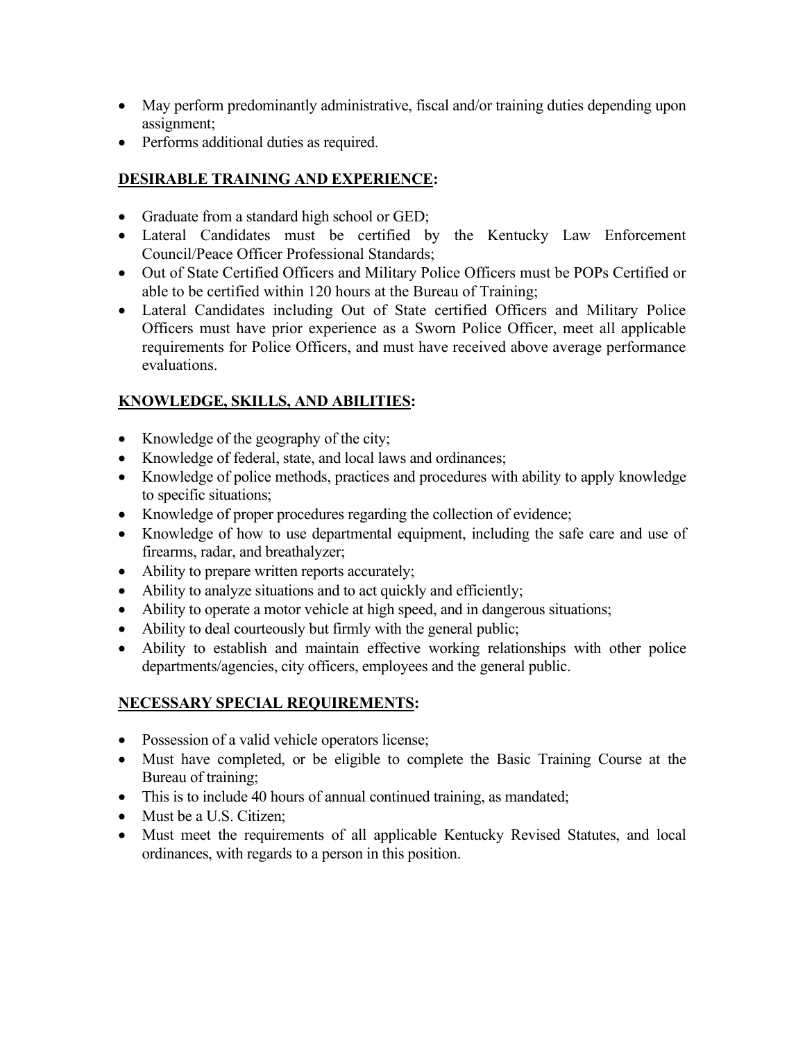- May perform predominantly administrative, fiscal and/or training duties depending upon assignment;
- Performs additional duties as required.

## DESIRABLE TRAINING AND EXPERIENCE:

- Graduate from a standard high school or GED;
- Lateral Candidates must be certified by the Kentucky Law Enforcement Council/Peace Officer Professional Standards;
- Out of State Certified Officers and Military Police Officers must be POPs Certified or able to be certified within 120 hours at the Bureau of Training;
- Lateral Candidates including Out of State certified Officers and Military Police Officers must have prior experience as a Sworn Police Officer, meet all applicable requirements for Police Officers, and must have received above average performance evaluations.

## KNOWLEDGE, SKILLS, AND ABILITIES:

- Knowledge of the geography of the city;
- Knowledge of federal, state, and local laws and ordinances;
- Knowledge of police methods, practices and procedures with ability to apply knowledge to specific situations;
- Knowledge of proper procedures regarding the collection of evidence;
- Knowledge of how to use departmental equipment, including the safe care and use of firearms, radar, and breathalyzer;
- Ability to prepare written reports accurately;
- Ability to analyze situations and to act quickly and efficiently;
- Ability to operate a motor vehicle at high speed, and in dangerous situations;
- Ability to deal courteously but firmly with the general public;
- Ability to establish and maintain effective working relationships with other police departments/agencies, city officers, employees and the general public.

## NECESSARY SPECIAL REQUIREMENTS:

- Possession of a valid vehicle operators license;
- Must have completed, or be eligible to complete the Basic Training Course at the Bureau of training;
- This is to include 40 hours of annual continued training, as mandated;
- Must be a U.S. Citizen;
- Must meet the requirements of all applicable Kentucky Revised Statutes, and local ordinances, with regards to a person in this position.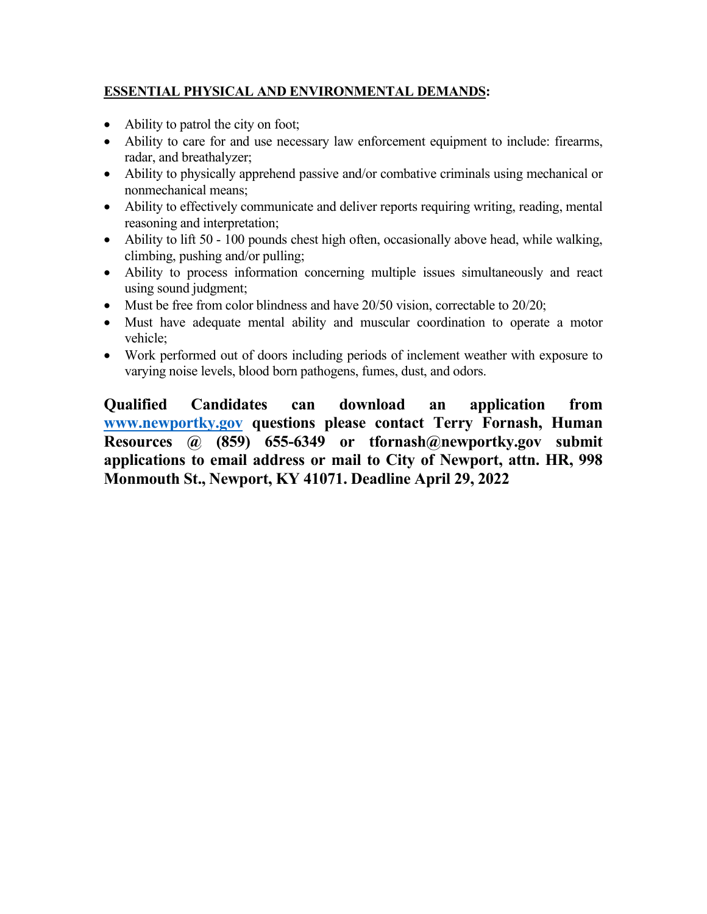**ESSENTIAL PHYSICAL AND ENVIRONMENTAL DEMANDS:**

- Ability to patrol the city on foot;
- Ability to care for and use necessary law enforcement equipment to include: firearms, radar, and breathalyzer;
- Ability to physically apprehend passive and/or combative criminals using mechanical or nonmechanical means;
- Ability to effectively communicate and deliver reports requiring writing, reading, mental reasoning and interpretation;
- Ability to lift 50 - 100 pounds chest high often, occasionally above head, while walking, climbing, pushing and/or pulling;
- Ability to process information concerning multiple issues simultaneously and react using sound judgment;
- Must be free from color blindness and have 20/50 vision, correctable to 20/20;
- Must have adequate mental ability and muscular coordination to operate a motor vehicle;
- Work performed out of doors including periods of inclement weather with exposure to varying noise levels, blood born pathogens, fumes, dust, and odors.

**Qualified Candidates can download an application from [www.newportky.gov](http://www.newportky.gov) questions please contact Terry Fornash, Human Resources @ (859) 655-6349 or tfornash@newportky.gov submit applications to email address or mail to City of Newport, attn. HR, 998 Monmouth St., Newport, KY 41071. Deadline April 29, 2022**